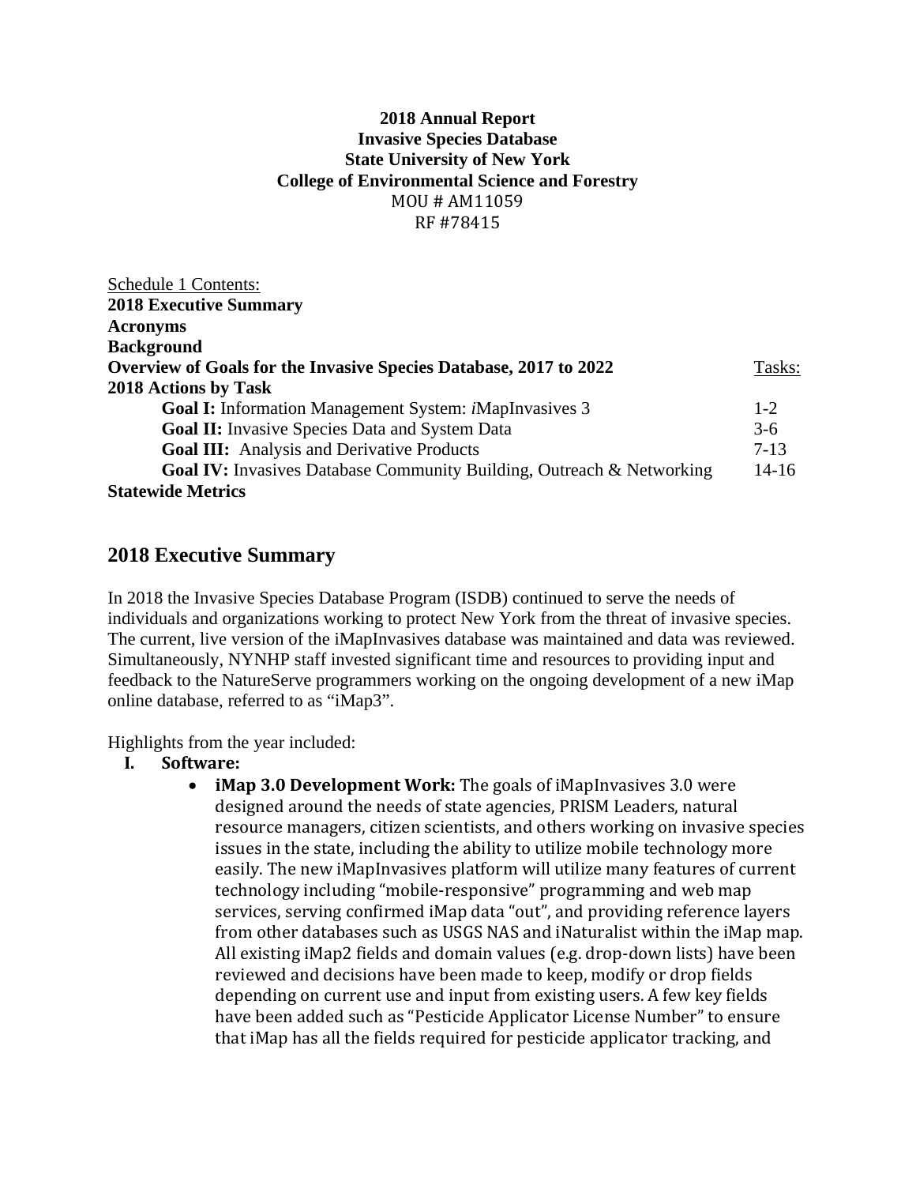**2018 Annual Report**
**Invasive Species Database**
**State University of New York**
**College of Environmental Science and Forestry**
MOU # AM11059
RF #78415

Schedule 1 Contents:

| | |
|---|---|
| **2018 Executive Summary** | |
| **Acronyms** | |
| **Background** | |
| **Overview of Goals for the Invasive Species Database, 2017 to 2022** | Tasks: |
| **2018 Actions by Task** | |
| **Goal I:** Information Management System: *i*MapInvasives 3 | 1-2 |
| **Goal II:** Invasive Species Data and System Data | 3-6 |
| **Goal III:** Analysis and Derivative Products | 7-13 |
| **Goal IV:** Invasives Database Community Building, Outreach & Networking | 14-16 |
| **Statewide Metrics** | |

## 2018 Executive Summary

In 2018 the Invasive Species Database Program (ISDB) continued to serve the needs of individuals and organizations working to protect New York from the threat of invasive species. The current, live version of the iMapInvasives database was maintained and data was reviewed. Simultaneously, NYNHP staff invested significant time and resources to providing input and feedback to the NatureServe programmers working on the ongoing development of a new iMap online database, referred to as "iMap3".

Highlights from the year included:

**I. Software:**

- **iMap 3.0 Development Work:** The goals of iMapInvasives 3.0 were designed around the needs of state agencies, PRISM Leaders, natural resource managers, citizen scientists, and others working on invasive species issues in the state, including the ability to utilize mobile technology more easily. The new iMapInvasives platform will utilize many features of current technology including "mobile-responsive" programming and web map services, serving confirmed iMap data "out", and providing reference layers from other databases such as USGS NAS and iNaturalist within the iMap map. All existing iMap2 fields and domain values (e.g. drop-down lists) have been reviewed and decisions have been made to keep, modify or drop fields depending on current use and input from existing users. A few key fields have been added such as "Pesticide Applicator License Number" to ensure that iMap has all the fields required for pesticide applicator tracking, and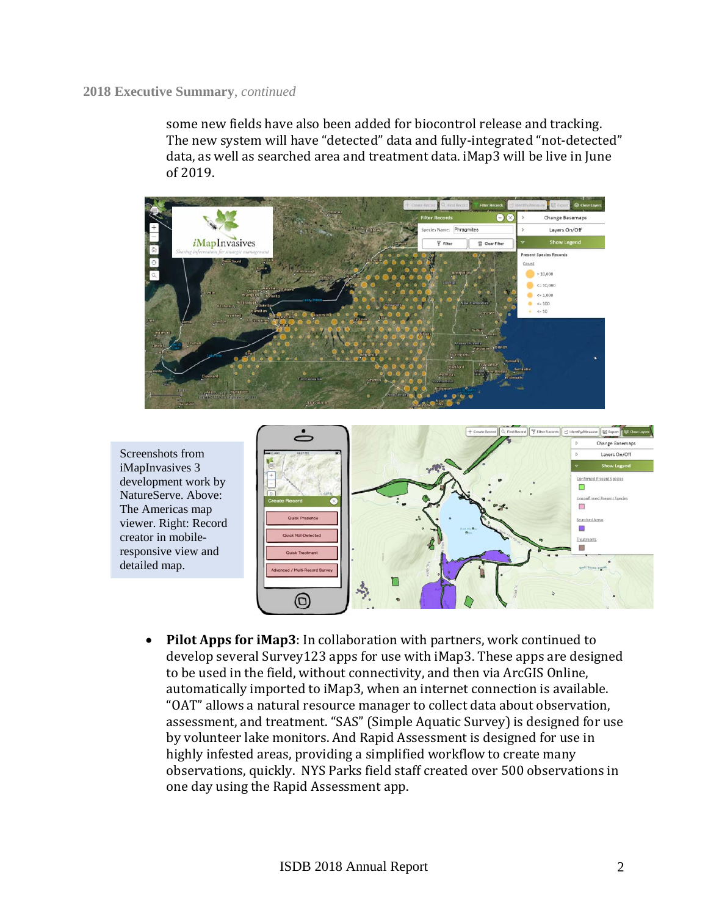some new fields have also been added for biocontrol release and tracking. The new system will have "detected" data and fully-integrated "not-detected" data, as well as searched area and treatment data. iMap3 will be live in June of 2019.

Screenshots from iMapInvasives 3 development work by NatureServe. Above: The Americas map viewer. Right: Record creator in mobile-responsive view and detailed map.

- **Pilot Apps for iMap3**: In collaboration with partners, work continued to develop several Survey123 apps for use with iMap3. These apps are designed to be used in the field, without connectivity, and then via ArcGIS Online, automatically imported to iMap3, when an internet connection is available. "OAT" allows a natural resource manager to collect data about observation, assessment, and treatment. "SAS" (Simple Aquatic Survey) is designed for use by volunteer lake monitors. And Rapid Assessment is designed for use in highly infested areas, providing a simplified workflow to create many observations, quickly. NYS Parks field staff created over 500 observations in one day using the Rapid Assessment app.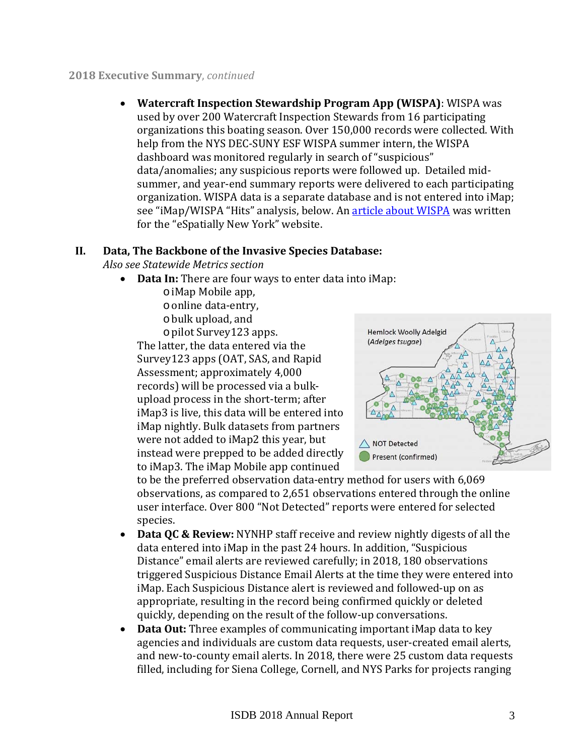**2018 Executive Summary**, *continued*

- **Watercraft Inspection Stewardship Program App (WISPA)**: WISPA was used by over 200 Watercraft Inspection Stewards from 16 participating organizations this boating season. Over 150,000 records were collected. With help from the NYS DEC-SUNY ESF WISPA summer intern, the WISPA dashboard was monitored regularly in search of "suspicious" data/anomalies; any suspicious reports were followed up. Detailed mid-summer, and year-end summary reports were delivered to each participating organization. WISPA data is a separate database and is not entered into iMap; see "iMap/WISPA "Hits" analysis, below. An article about WISPA was written for the "eSpatially New York" website.

## II. Data, The Backbone of the Invasive Species Database:

*Also see Statewide Metrics section*

- **Data In:** There are four ways to enter data into iMap:
  - iMap Mobile app,
  - online data-entry,
  - bulk upload, and
  - pilot Survey123 apps.

  The latter, the data entered via the Survey123 apps (OAT, SAS, and Rapid Assessment; approximately 4,000 records) will be processed via a bulk-upload process in the short-term; after iMap3 is live, this data will be entered into iMap nightly. Bulk datasets from partners were not added to iMap2 this year, but instead were prepped to be added directly to iMap3. The iMap Mobile app continued to be the preferred observation data-entry method for users with 6,069 observations, as compared to 2,651 observations entered through the online user interface. Over 800 "Not Detected" reports were entered for selected species.

Hemlock Woolly Adelgid (*Adelges tsugae*)

NOT Detected

Present (confirmed)

- **Data QC & Review:** NYNHP staff receive and review nightly digests of all the data entered into iMap in the past 24 hours. In addition, "Suspicious Distance" email alerts are reviewed carefully; in 2018, 180 observations triggered Suspicious Distance Email Alerts at the time they were entered into iMap. Each Suspicious Distance alert is reviewed and followed-up on as appropriate, resulting in the record being confirmed quickly or deleted quickly, depending on the result of the follow-up conversations.
- **Data Out:** Three examples of communicating important iMap data to key agencies and individuals are custom data requests, user-created email alerts, and new-to-county email alerts. In 2018, there were 25 custom data requests filled, including for Siena College, Cornell, and NYS Parks for projects ranging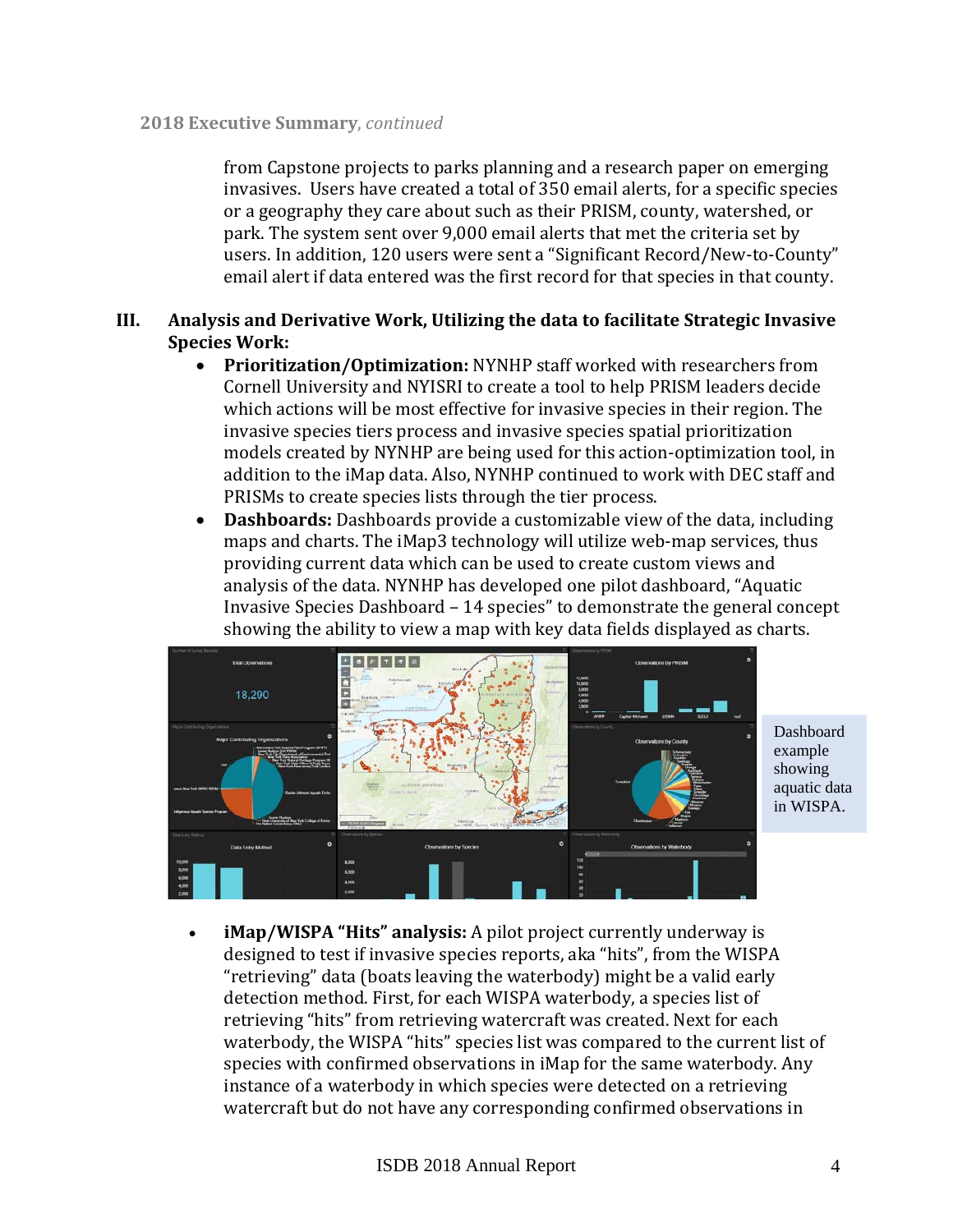from Capstone projects to parks planning and a research paper on emerging invasives. Users have created a total of 350 email alerts, for a specific species or a geography they care about such as their PRISM, county, watershed, or park. The system sent over 9,000 email alerts that met the criteria set by users. In addition, 120 users were sent a "Significant Record/New-to-County" email alert if data entered was the first record for that species in that county.

## III. Analysis and Derivative Work, Utilizing the data to facilitate Strategic Invasive Species Work:

- **Prioritization/Optimization:** NYNHP staff worked with researchers from Cornell University and NYISRI to create a tool to help PRISM leaders decide which actions will be most effective for invasive species in their region. The invasive species tiers process and invasive species spatial prioritization models created by NYNHP are being used for this action-optimization tool, in addition to the iMap data. Also, NYNHP continued to work with DEC staff and PRISMs to create species lists through the tier process.
- **Dashboards:** Dashboards provide a customizable view of the data, including maps and charts. The iMap3 technology will utilize web-map services, thus providing current data which can be used to create custom views and analysis of the data. NYNHP has developed one pilot dashboard, "Aquatic Invasive Species Dashboard – 14 species" to demonstrate the general concept showing the ability to view a map with key data fields displayed as charts.

Dashboard example showing aquatic data in WISPA.

- **iMap/WISPA "Hits" analysis:** A pilot project currently underway is designed to test if invasive species reports, aka "hits", from the WISPA "retrieving" data (boats leaving the waterbody) might be a valid early detection method. First, for each WISPA waterbody, a species list of retrieving "hits" from retrieving watercraft was created. Next for each waterbody, the WISPA "hits" species list was compared to the current list of species with confirmed observations in iMap for the same waterbody. Any instance of a waterbody in which species were detected on a retrieving watercraft but do not have any corresponding confirmed observations in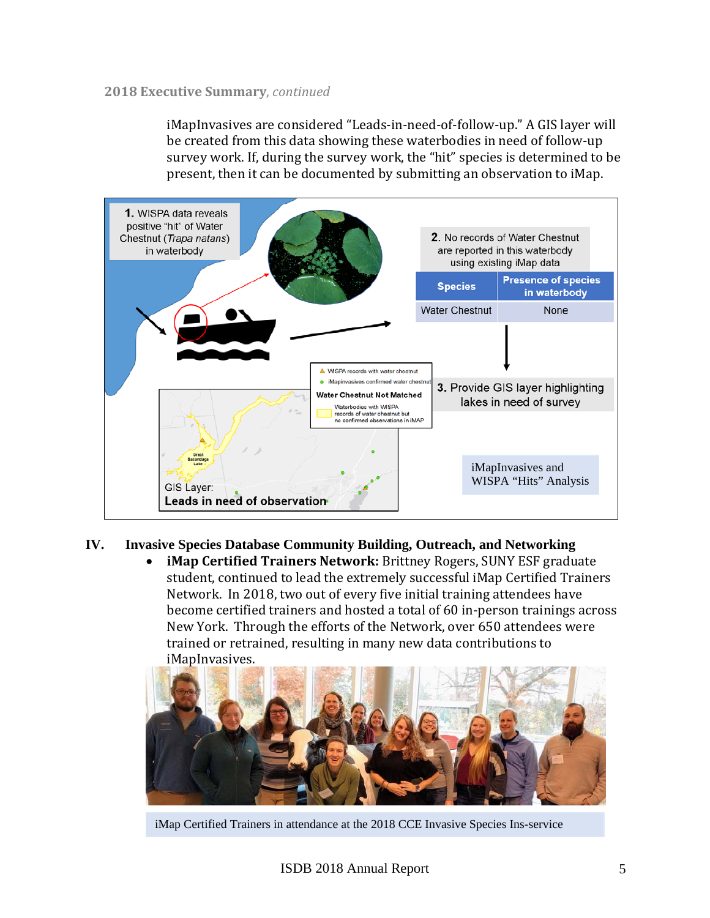iMapInvasives are considered "Leads-in-need-of-follow-up." A GIS layer will be created from this data showing these waterbodies in need of follow-up survey work. If, during the survey work, the "hit" species is determined to be present, then it can be documented by submitting an observation to iMap.

**1.** WISPA data reveals positive "hit" of Water Chestnut (*Trapa natans*) in waterbody

**2.** No records of Water Chestnut are reported in this waterbody using existing iMap data

| Species | Presence of species in waterbody |
|---|---|
| Water Chestnut | None |

**3.** Provide GIS layer highlighting lakes in need of survey

WISPA records with water chestnut
iMapinvasives confirmed water chestnut
**Water Chestnut Not Matched**
Waterbodies with WISPA records of water chestnut but no confirmed observations in iMAP

Great Sacandaga Lake

GIS Layer:
**Leads in need of observation**

iMapInvasives and WISPA "Hits" Analysis

## IV. Invasive Species Database Community Building, Outreach, and Networking

- **iMap Certified Trainers Network:** Brittney Rogers, SUNY ESF graduate student, continued to lead the extremely successful iMap Certified Trainers Network. In 2018, two out of every five initial training attendees have become certified trainers and hosted a total of 60 in-person trainings across New York. Through the efforts of the Network, over 650 attendees were trained or retrained, resulting in many new data contributions to iMapInvasives.

iMap Certified Trainers in attendance at the 2018 CCE Invasive Species Ins-service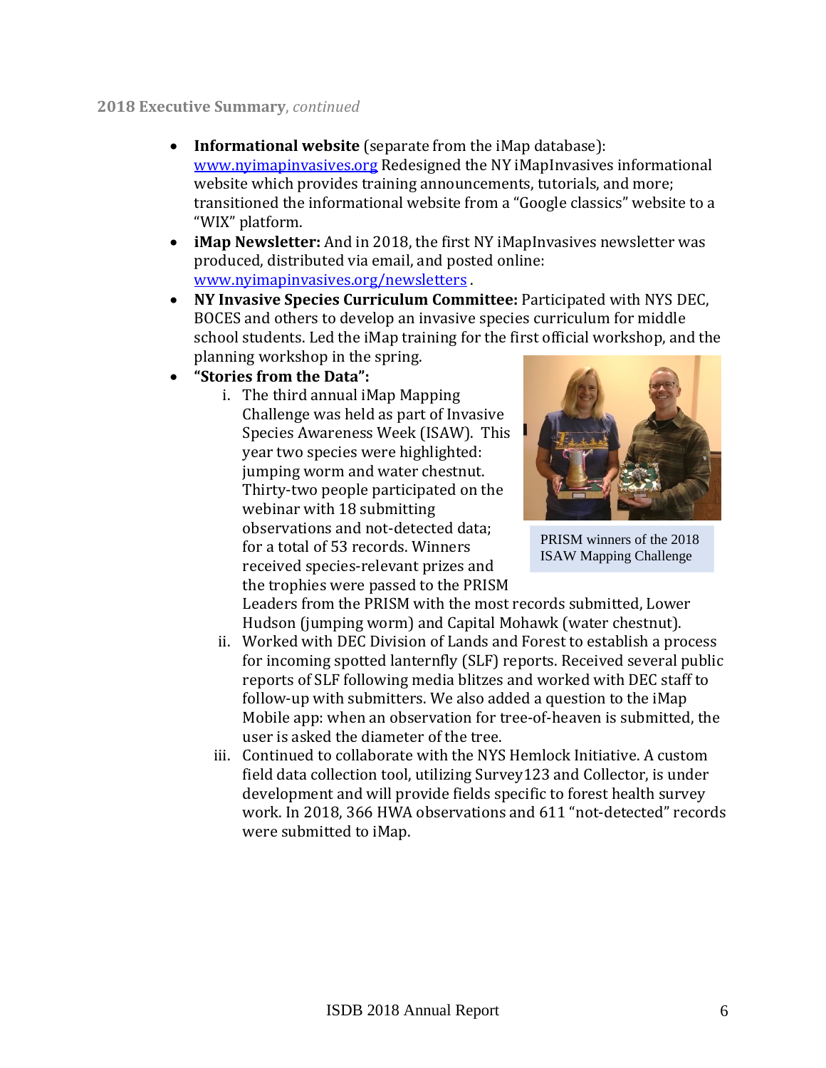**2018 Executive Summary**, *continued*

- **Informational website** (separate from the iMap database): www.nyimapinvasives.org Redesigned the NY iMapInvasives informational website which provides training announcements, tutorials, and more; transitioned the informational website from a "Google classics" website to a "WIX" platform.
- **iMap Newsletter:** And in 2018, the first NY iMapInvasives newsletter was produced, distributed via email, and posted online: www.nyimapinvasives.org/newsletters .
- **NY Invasive Species Curriculum Committee:** Participated with NYS DEC, BOCES and others to develop an invasive species curriculum for middle school students. Led the iMap training for the first official workshop, and the planning workshop in the spring.
- **"Stories from the Data":**
    i. The third annual iMap Mapping Challenge was held as part of Invasive Species Awareness Week (ISAW). This year two species were highlighted: jumping worm and water chestnut. Thirty-two people participated on the webinar with 18 submitting observations and not-detected data; for a total of 53 records. Winners received species-relevant prizes and the trophies were passed to the PRISM Leaders from the PRISM with the most records submitted, Lower Hudson (jumping worm) and Capital Mohawk (water chestnut).

    PRISM winners of the 2018 ISAW Mapping Challenge

    ii. Worked with DEC Division of Lands and Forest to establish a process for incoming spotted lanternfly (SLF) reports. Received several public reports of SLF following media blitzes and worked with DEC staff to follow-up with submitters. We also added a question to the iMap Mobile app: when an observation for tree-of-heaven is submitted, the user is asked the diameter of the tree.

    iii. Continued to collaborate with the NYS Hemlock Initiative. A custom field data collection tool, utilizing Survey123 and Collector, is under development and will provide fields specific to forest health survey work. In 2018, 366 HWA observations and 611 "not-detected" records were submitted to iMap.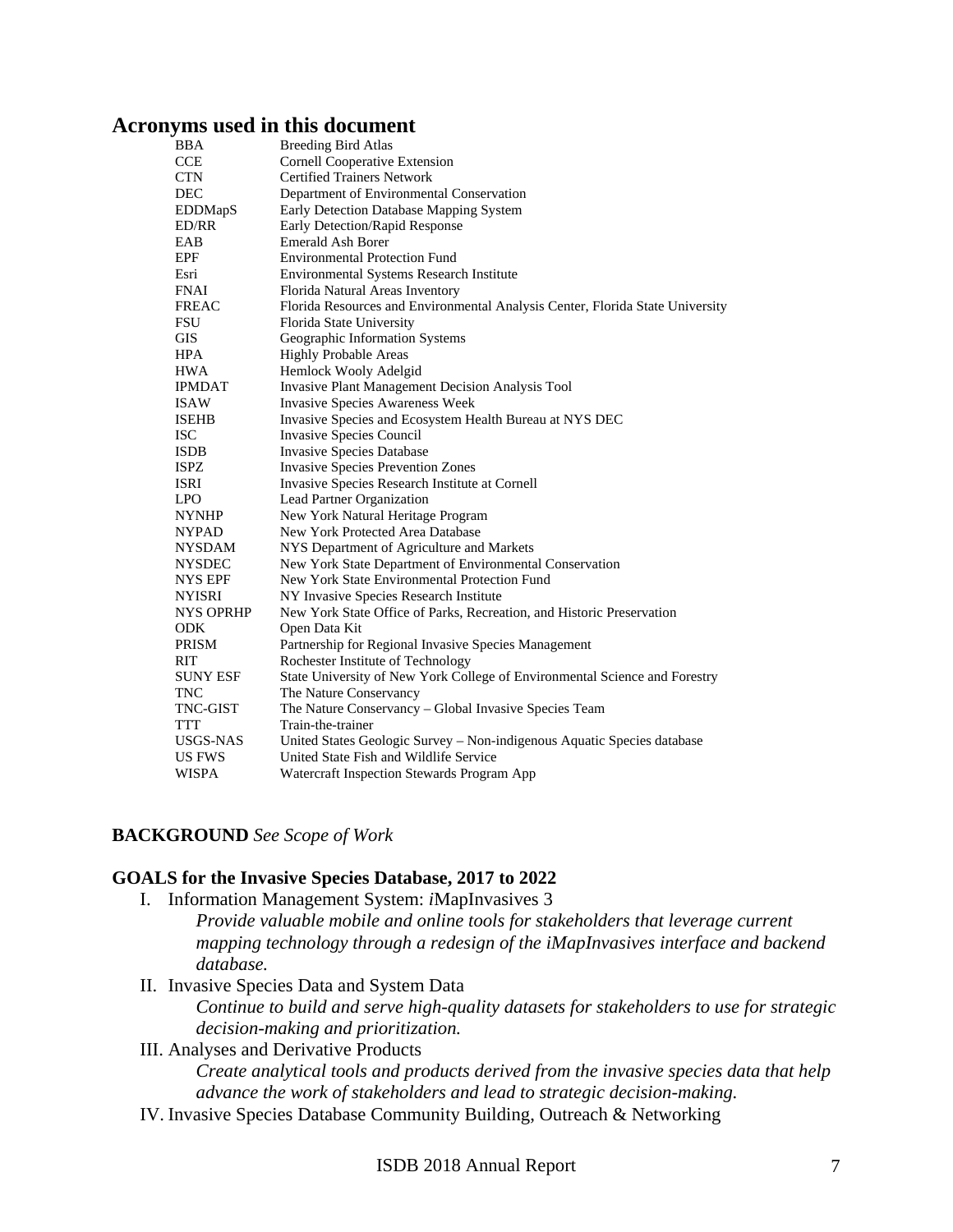## Acronyms used in this document

| | |
|---|---|
| BBA | Breeding Bird Atlas |
| CCE | Cornell Cooperative Extension |
| CTN | Certified Trainers Network |
| DEC | Department of Environmental Conservation |
| EDDMapS | Early Detection Database Mapping System |
| ED/RR | Early Detection/Rapid Response |
| EAB | Emerald Ash Borer |
| EPF | Environmental Protection Fund |
| Esri | Environmental Systems Research Institute |
| FNAI | Florida Natural Areas Inventory |
| FREAC | Florida Resources and Environmental Analysis Center, Florida State University |
| FSU | Florida State University |
| GIS | Geographic Information Systems |
| HPA | Highly Probable Areas |
| HWA | Hemlock Wooly Adelgid |
| IPMDAT | Invasive Plant Management Decision Analysis Tool |
| ISAW | Invasive Species Awareness Week |
| ISEHB | Invasive Species and Ecosystem Health Bureau at NYS DEC |
| ISC | Invasive Species Council |
| ISDB | Invasive Species Database |
| ISPZ | Invasive Species Prevention Zones |
| ISRI | Invasive Species Research Institute at Cornell |
| LPO | Lead Partner Organization |
| NYNHP | New York Natural Heritage Program |
| NYPAD | New York Protected Area Database |
| NYSDAM | NYS Department of Agriculture and Markets |
| NYSDEC | New York State Department of Environmental Conservation |
| NYS EPF | New York State Environmental Protection Fund |
| NYISRI | NY Invasive Species Research Institute |
| NYS OPRHP | New York State Office of Parks, Recreation, and Historic Preservation |
| ODK | Open Data Kit |
| PRISM | Partnership for Regional Invasive Species Management |
| RIT | Rochester Institute of Technology |
| SUNY ESF | State University of New York College of Environmental Science and Forestry |
| TNC | The Nature Conservancy |
| TNC-GIST | The Nature Conservancy – Global Invasive Species Team |
| TTT | Train-the-trainer |
| USGS-NAS | United States Geologic Survey – Non-indigenous Aquatic Species database |
| US FWS | United State Fish and Wildlife Service |
| WISPA | Watercraft Inspection Stewards Program App |

**BACKGROUND** *See Scope of Work*

**GOALS for the Invasive Species Database, 2017 to 2022**

I. Information Management System: *i*MapInvasives 3
   *Provide valuable mobile and online tools for stakeholders that leverage current mapping technology through a redesign of the iMapInvasives interface and backend database.*

II. Invasive Species Data and System Data
   *Continue to build and serve high-quality datasets for stakeholders to use for strategic decision-making and prioritization.*

III. Analyses and Derivative Products
   *Create analytical tools and products derived from the invasive species data that help advance the work of stakeholders and lead to strategic decision-making.*

IV. Invasive Species Database Community Building, Outreach & Networking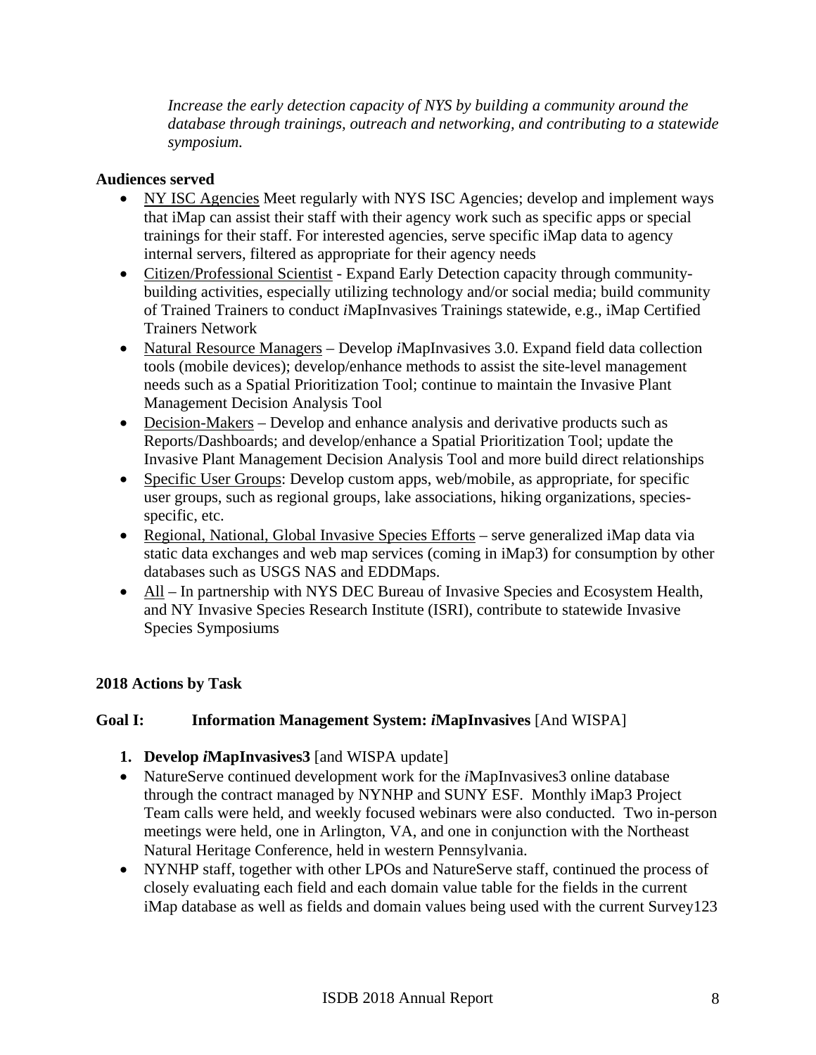*Increase the early detection capacity of NYS by building a community around the database through trainings, outreach and networking, and contributing to a statewide symposium.*

**Audiences served**

- <u>NY ISC Agencies</u> Meet regularly with NYS ISC Agencies; develop and implement ways that iMap can assist their staff with their agency work such as specific apps or special trainings for their staff. For interested agencies, serve specific iMap data to agency internal servers, filtered as appropriate for their agency needs
- <u>Citizen/Professional Scientist</u> - Expand Early Detection capacity through community-building activities, especially utilizing technology and/or social media; build community of Trained Trainers to conduct *i*MapInvasives Trainings statewide, e.g., iMap Certified Trainers Network
- <u>Natural Resource Managers</u> – Develop *i*MapInvasives 3.0. Expand field data collection tools (mobile devices); develop/enhance methods to assist the site-level management needs such as a Spatial Prioritization Tool; continue to maintain the Invasive Plant Management Decision Analysis Tool
- <u>Decision-Makers</u> – Develop and enhance analysis and derivative products such as Reports/Dashboards; and develop/enhance a Spatial Prioritization Tool; update the Invasive Plant Management Decision Analysis Tool and more build direct relationships
- <u>Specific User Groups</u>: Develop custom apps, web/mobile, as appropriate, for specific user groups, such as regional groups, lake associations, hiking organizations, species-specific, etc.
- <u>Regional, National, Global Invasive Species Efforts</u> – serve generalized iMap data via static data exchanges and web map services (coming in iMap3) for consumption by other databases such as USGS NAS and EDDMaps.
- <u>All</u> – In partnership with NYS DEC Bureau of Invasive Species and Ecosystem Health, and NY Invasive Species Research Institute (ISRI), contribute to statewide Invasive Species Symposiums

**2018 Actions by Task**

**Goal I: Information Management System: *i*MapInvasives** [And WISPA]

1. **Develop *i*MapInvasives3** [and WISPA update]

- NatureServe continued development work for the *i*MapInvasives3 online database through the contract managed by NYNHP and SUNY ESF. Monthly iMap3 Project Team calls were held, and weekly focused webinars were also conducted. Two in-person meetings were held, one in Arlington, VA, and one in conjunction with the Northeast Natural Heritage Conference, held in western Pennsylvania.
- NYNHP staff, together with other LPOs and NatureServe staff, continued the process of closely evaluating each field and each domain value table for the fields in the current iMap database as well as fields and domain values being used with the current Survey123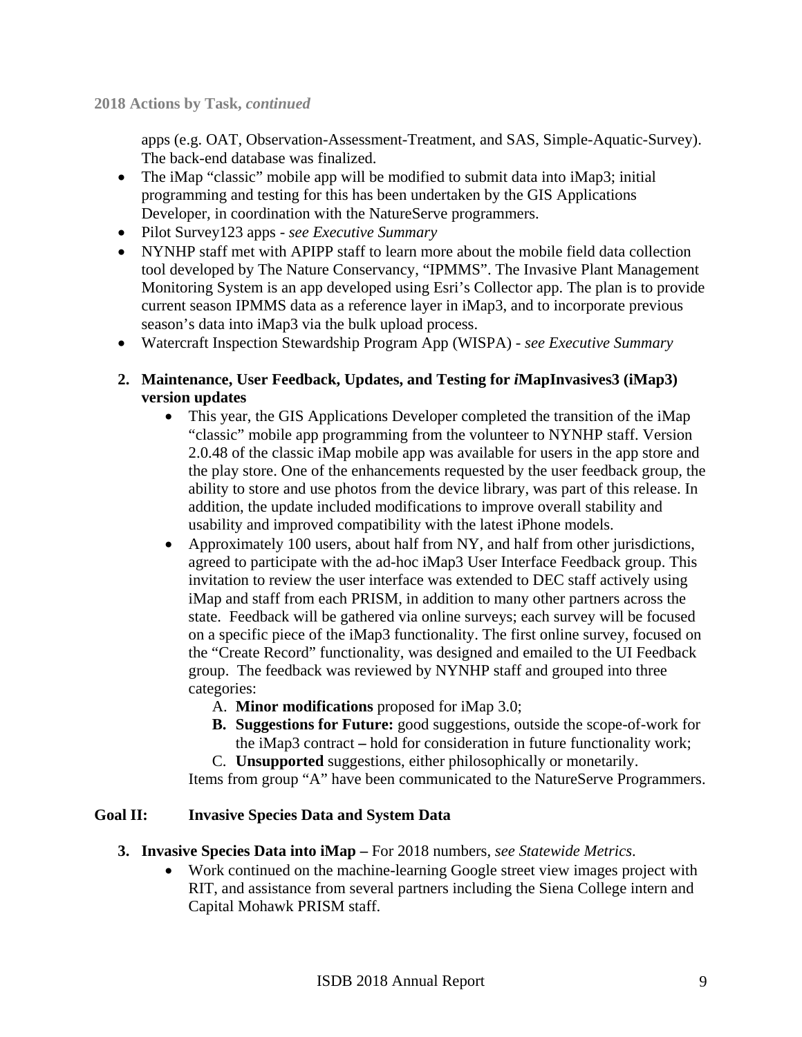**2018 Actions by Task,** ***continued***

apps (e.g. OAT, Observation-Assessment-Treatment, and SAS, Simple-Aquatic-Survey). The back-end database was finalized.

- The iMap "classic" mobile app will be modified to submit data into iMap3; initial programming and testing for this has been undertaken by the GIS Applications Developer, in coordination with the NatureServe programmers.
- Pilot Survey123 apps - *see Executive Summary*
- NYNHP staff met with APIPP staff to learn more about the mobile field data collection tool developed by The Nature Conservancy, "IPMMS". The Invasive Plant Management Monitoring System is an app developed using Esri's Collector app. The plan is to provide current season IPMMS data as a reference layer in iMap3, and to incorporate previous season's data into iMap3 via the bulk upload process.
- Watercraft Inspection Stewardship Program App (WISPA) - *see Executive Summary*

2. **Maintenance, User Feedback, Updates, and Testing for *i*MapInvasives3 (iMap3) version updates**
    - This year, the GIS Applications Developer completed the transition of the iMap "classic" mobile app programming from the volunteer to NYNHP staff. Version 2.0.48 of the classic iMap mobile app was available for users in the app store and the play store. One of the enhancements requested by the user feedback group, the ability to store and use photos from the device library, was part of this release. In addition, the update included modifications to improve overall stability and usability and improved compatibility with the latest iPhone models.
    - Approximately 100 users, about half from NY, and half from other jurisdictions, agreed to participate with the ad-hoc iMap3 User Interface Feedback group. This invitation to review the user interface was extended to DEC staff actively using iMap and staff from each PRISM, in addition to many other partners across the state. Feedback will be gathered via online surveys; each survey will be focused on a specific piece of the iMap3 functionality. The first online survey, focused on the "Create Record" functionality, was designed and emailed to the UI Feedback group. The feedback was reviewed by NYNHP staff and grouped into three categories:
        A. **Minor modifications** proposed for iMap 3.0;
        B. **Suggestions for Future:** good suggestions, outside the scope-of-work for the iMap3 contract **–** hold for consideration in future functionality work;
        C. **Unsupported** suggestions, either philosophically or monetarily.

      Items from group "A" have been communicated to the NatureServe Programmers.

**Goal II: Invasive Species Data and System Data**

3. **Invasive Species Data into iMap –** For 2018 numbers, *see Statewide Metrics*.
    - Work continued on the machine-learning Google street view images project with RIT, and assistance from several partners including the Siena College intern and Capital Mohawk PRISM staff.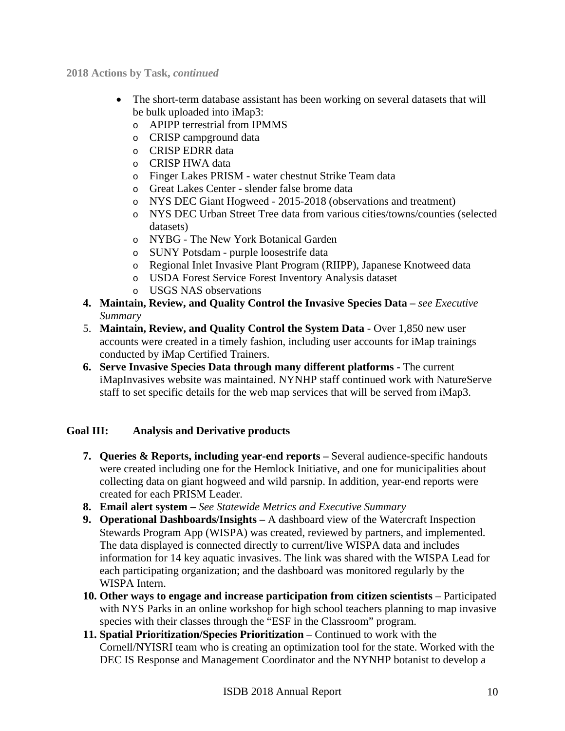**2018 Actions by Task,** ***continued***

- The short-term database assistant has been working on several datasets that will be bulk uploaded into iMap3:
  - APIPP terrestrial from IPMMS
  - CRISP campground data
  - CRISP EDRR data
  - CRISP HWA data
  - Finger Lakes PRISM - water chestnut Strike Team data
  - Great Lakes Center - slender false brome data
  - NYS DEC Giant Hogweed - 2015-2018 (observations and treatment)
  - NYS DEC Urban Street Tree data from various cities/towns/counties (selected datasets)
  - NYBG - The New York Botanical Garden
  - SUNY Potsdam - purple loosestrife data
  - Regional Inlet Invasive Plant Program (RIIPP), Japanese Knotweed data
  - USDA Forest Service Forest Inventory Analysis dataset
  - USGS NAS observations

4. **Maintain, Review, and Quality Control the Invasive Species Data –** *see Executive Summary*
5. **Maintain, Review, and Quality Control the System Data** - Over 1,850 new user accounts were created in a timely fashion, including user accounts for iMap trainings conducted by iMap Certified Trainers.
6. **Serve Invasive Species Data through many different platforms -** The current iMapInvasives website was maintained. NYNHP staff continued work with NatureServe staff to set specific details for the web map services that will be served from iMap3.

## Goal III: Analysis and Derivative products

7. **Queries & Reports, including year-end reports –** Several audience-specific handouts were created including one for the Hemlock Initiative, and one for municipalities about collecting data on giant hogweed and wild parsnip. In addition, year-end reports were created for each PRISM Leader.
8. **Email alert system –** *See Statewide Metrics and Executive Summary*
9. **Operational Dashboards/Insights –** A dashboard view of the Watercraft Inspection Stewards Program App (WISPA) was created, reviewed by partners, and implemented. The data displayed is connected directly to current/live WISPA data and includes information for 14 key aquatic invasives. The link was shared with the WISPA Lead for each participating organization; and the dashboard was monitored regularly by the WISPA Intern.
10. **Other ways to engage and increase participation from citizen scientists** – Participated with NYS Parks in an online workshop for high school teachers planning to map invasive species with their classes through the "ESF in the Classroom" program.
11. **Spatial Prioritization/Species Prioritization** – Continued to work with the Cornell/NYISRI team who is creating an optimization tool for the state. Worked with the DEC IS Response and Management Coordinator and the NYNHP botanist to develop a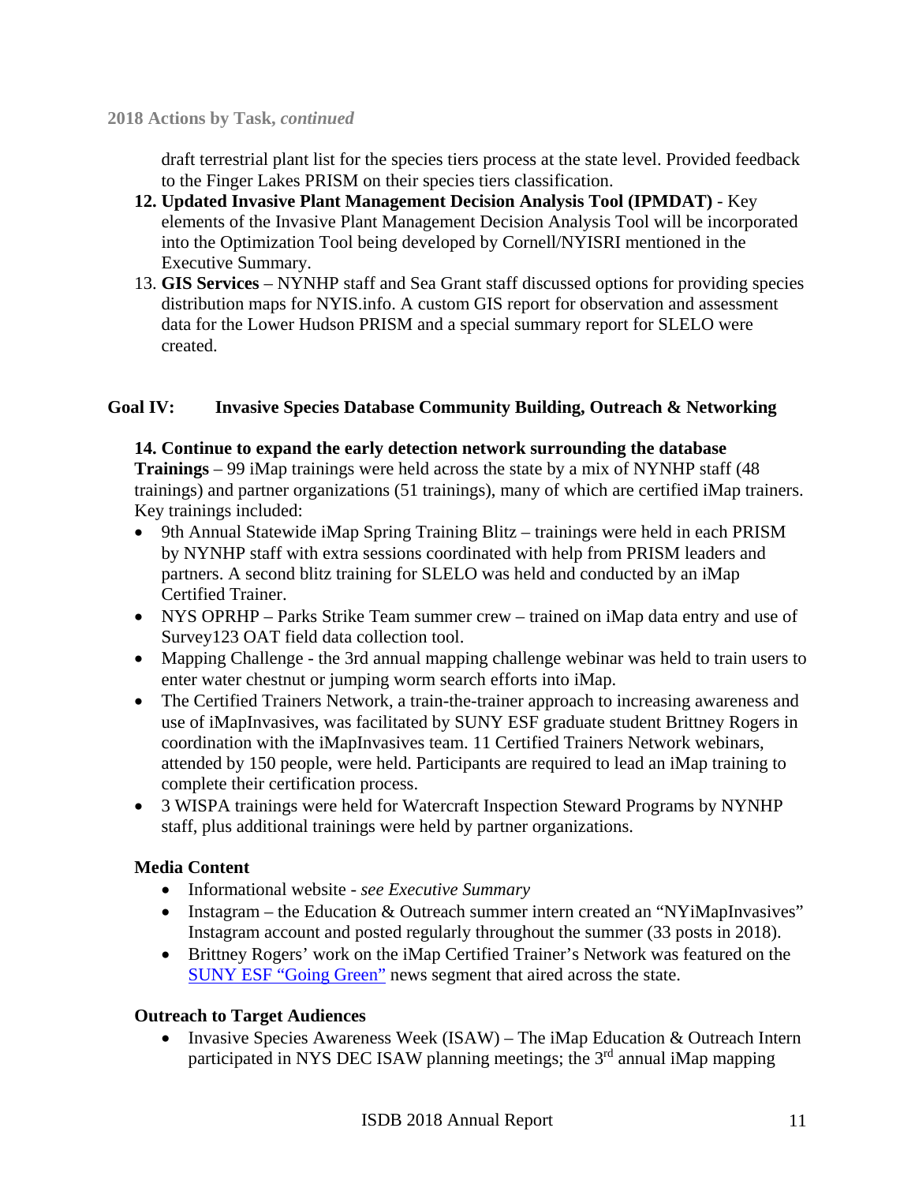draft terrestrial plant list for the species tiers process at the state level. Provided feedback to the Finger Lakes PRISM on their species tiers classification.

12. **Updated Invasive Plant Management Decision Analysis Tool (IPMDAT)** - Key elements of the Invasive Plant Management Decision Analysis Tool will be incorporated into the Optimization Tool being developed by Cornell/NYISRI mentioned in the Executive Summary.
13. **GIS Services** – NYNHP staff and Sea Grant staff discussed options for providing species distribution maps for NYIS.info. A custom GIS report for observation and assessment data for the Lower Hudson PRISM and a special summary report for SLELO were created.

## Goal IV: Invasive Species Database Community Building, Outreach & Networking

**14. Continue to expand the early detection network surrounding the database**

**Trainings** – 99 iMap trainings were held across the state by a mix of NYNHP staff (48 trainings) and partner organizations (51 trainings), many of which are certified iMap trainers. Key trainings included:

- 9th Annual Statewide iMap Spring Training Blitz – trainings were held in each PRISM by NYNHP staff with extra sessions coordinated with help from PRISM leaders and partners. A second blitz training for SLELO was held and conducted by an iMap Certified Trainer.
- NYS OPRHP – Parks Strike Team summer crew – trained on iMap data entry and use of Survey123 OAT field data collection tool.
- Mapping Challenge - the 3rd annual mapping challenge webinar was held to train users to enter water chestnut or jumping worm search efforts into iMap.
- The Certified Trainers Network, a train-the-trainer approach to increasing awareness and use of iMapInvasives, was facilitated by SUNY ESF graduate student Brittney Rogers in coordination with the iMapInvasives team. 11 Certified Trainers Network webinars, attended by 150 people, were held. Participants are required to lead an iMap training to complete their certification process.
- 3 WISPA trainings were held for Watercraft Inspection Steward Programs by NYNHP staff, plus additional trainings were held by partner organizations.

**Media Content**

- Informational website - *see Executive Summary*
- Instagram – the Education & Outreach summer intern created an "NYiMapInvasives" Instagram account and posted regularly throughout the summer (33 posts in 2018).
- Brittney Rogers' work on the iMap Certified Trainer's Network was featured on the SUNY ESF "Going Green" news segment that aired across the state.

**Outreach to Target Audiences**

- Invasive Species Awareness Week (ISAW) – The iMap Education & Outreach Intern participated in NYS DEC ISAW planning meetings; the 3rd annual iMap mapping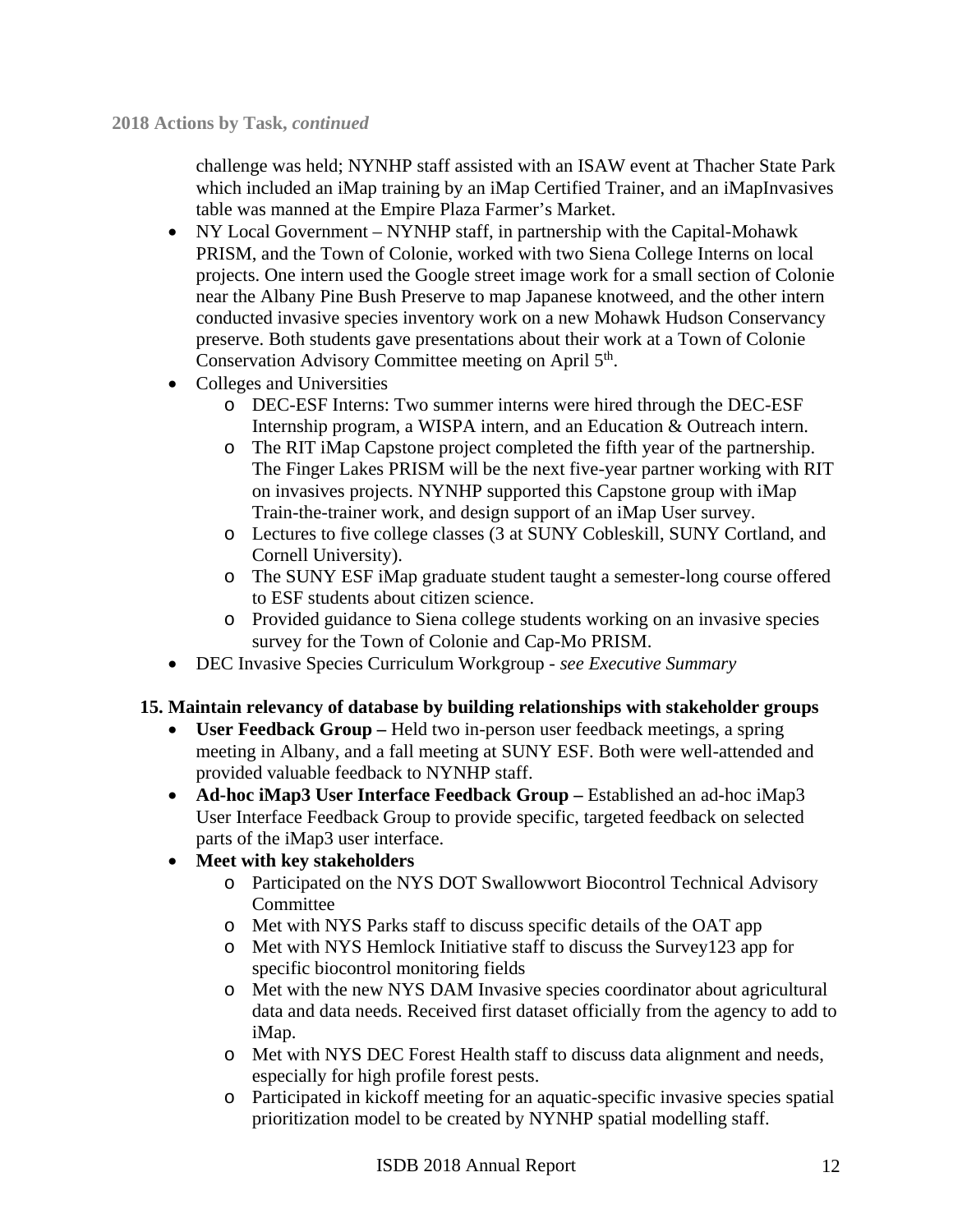**2018 Actions by Task, *continued***

challenge was held; NYNHP staff assisted with an ISAW event at Thacher State Park which included an iMap training by an iMap Certified Trainer, and an iMapInvasives table was manned at the Empire Plaza Farmer's Market.

- NY Local Government – NYNHP staff, in partnership with the Capital-Mohawk PRISM, and the Town of Colonie, worked with two Siena College Interns on local projects. One intern used the Google street image work for a small section of Colonie near the Albany Pine Bush Preserve to map Japanese knotweed, and the other intern conducted invasive species inventory work on a new Mohawk Hudson Conservancy preserve. Both students gave presentations about their work at a Town of Colonie Conservation Advisory Committee meeting on April 5th.
- Colleges and Universities
  - DEC-ESF Interns: Two summer interns were hired through the DEC-ESF Internship program, a WISPA intern, and an Education & Outreach intern.
  - The RIT iMap Capstone project completed the fifth year of the partnership. The Finger Lakes PRISM will be the next five-year partner working with RIT on invasives projects. NYNHP supported this Capstone group with iMap Train-the-trainer work, and design support of an iMap User survey.
  - Lectures to five college classes (3 at SUNY Cobleskill, SUNY Cortland, and Cornell University).
  - The SUNY ESF iMap graduate student taught a semester-long course offered to ESF students about citizen science.
  - Provided guidance to Siena college students working on an invasive species survey for the Town of Colonie and Cap-Mo PRISM.
- DEC Invasive Species Curriculum Workgroup - *see Executive Summary*

**15. Maintain relevancy of database by building relationships with stakeholder groups**

- **User Feedback Group –** Held two in-person user feedback meetings, a spring meeting in Albany, and a fall meeting at SUNY ESF. Both were well-attended and provided valuable feedback to NYNHP staff.
- **Ad-hoc iMap3 User Interface Feedback Group –** Established an ad-hoc iMap3 User Interface Feedback Group to provide specific, targeted feedback on selected parts of the iMap3 user interface.
- **Meet with key stakeholders**
  - Participated on the NYS DOT Swallowwort Biocontrol Technical Advisory Committee
  - Met with NYS Parks staff to discuss specific details of the OAT app
  - Met with NYS Hemlock Initiative staff to discuss the Survey123 app for specific biocontrol monitoring fields
  - Met with the new NYS DAM Invasive species coordinator about agricultural data and data needs. Received first dataset officially from the agency to add to iMap.
  - Met with NYS DEC Forest Health staff to discuss data alignment and needs, especially for high profile forest pests.
  - Participated in kickoff meeting for an aquatic-specific invasive species spatial prioritization model to be created by NYNHP spatial modelling staff.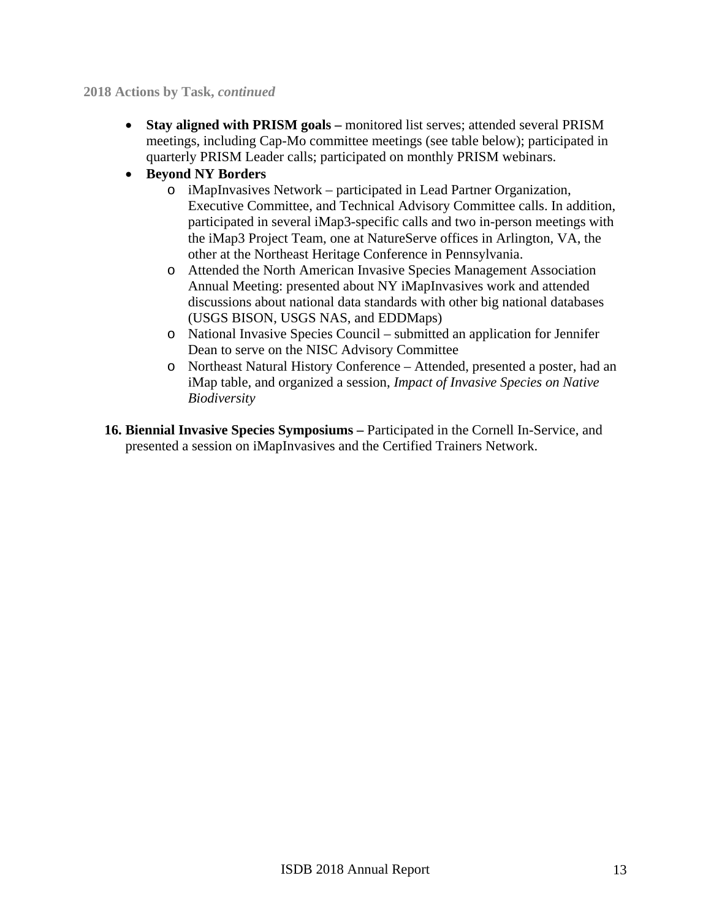**2018 Actions by Task, *continued***

- **Stay aligned with PRISM goals –** monitored list serves; attended several PRISM meetings, including Cap-Mo committee meetings (see table below); participated in quarterly PRISM Leader calls; participated on monthly PRISM webinars.
- **Beyond NY Borders**
    - iMapInvasives Network – participated in Lead Partner Organization, Executive Committee, and Technical Advisory Committee calls. In addition, participated in several iMap3-specific calls and two in-person meetings with the iMap3 Project Team, one at NatureServe offices in Arlington, VA, the other at the Northeast Heritage Conference in Pennsylvania.
    - Attended the North American Invasive Species Management Association Annual Meeting: presented about NY iMapInvasives work and attended discussions about national data standards with other big national databases (USGS BISON, USGS NAS, and EDDMaps)
    - National Invasive Species Council – submitted an application for Jennifer Dean to serve on the NISC Advisory Committee
    - Northeast Natural History Conference – Attended, presented a poster, had an iMap table, and organized a session, *Impact of Invasive Species on Native Biodiversity*

16. **Biennial Invasive Species Symposiums –** Participated in the Cornell In-Service, and presented a session on iMapInvasives and the Certified Trainers Network.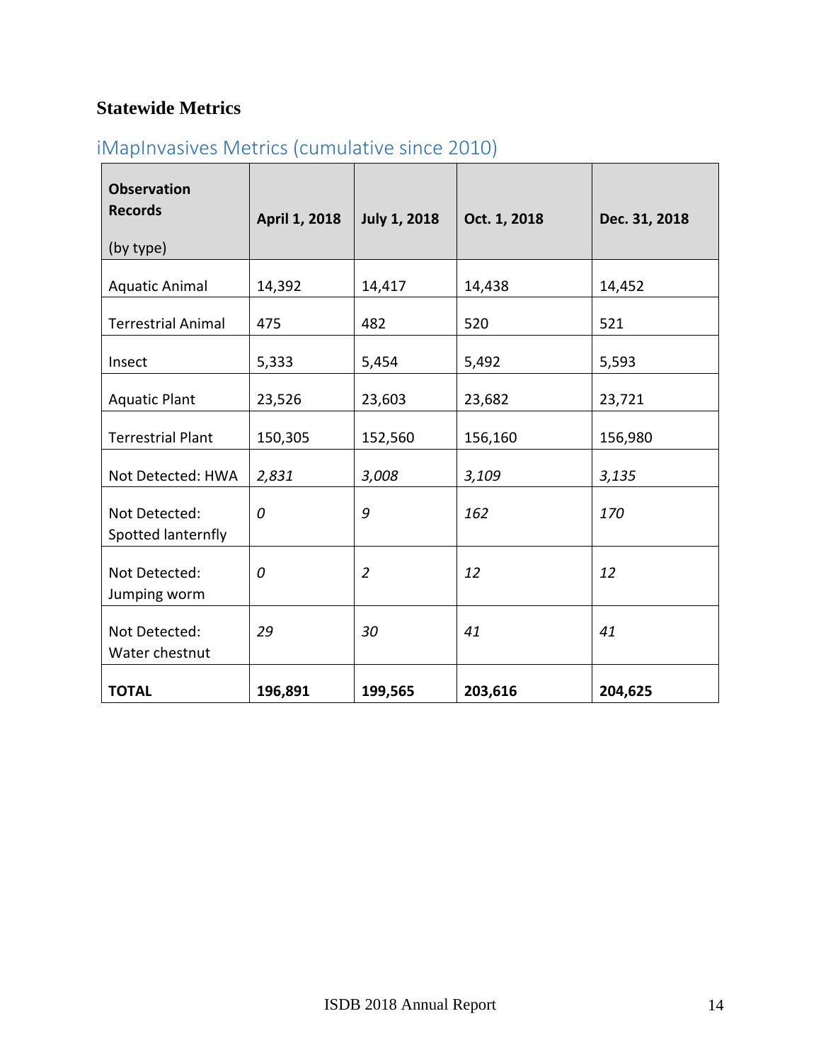## Statewide Metrics

### iMapInvasives Metrics (cumulative since 2010)

| **Observation Records** (by type) | **April 1, 2018** | **July 1, 2018** | **Oct. 1, 2018** | **Dec. 31, 2018** |
|---|---|---|---|---|
| Aquatic Animal | 14,392 | 14,417 | 14,438 | 14,452 |
| Terrestrial Animal | 475 | 482 | 520 | 521 |
| Insect | 5,333 | 5,454 | 5,492 | 5,593 |
| Aquatic Plant | 23,526 | 23,603 | 23,682 | 23,721 |
| Terrestrial Plant | 150,305 | 152,560 | 156,160 | 156,980 |
| Not Detected: HWA | *2,831* | *3,008* | *3,109* | *3,135* |
| Not Detected: Spotted lanternfly | *0* | *9* | *162* | *170* |
| Not Detected: Jumping worm | *0* | *2* | *12* | *12* |
| Not Detected: Water chestnut | *29* | *30* | *41* | *41* |
| **TOTAL** | **196,891** | **199,565** | **203,616** | **204,625** |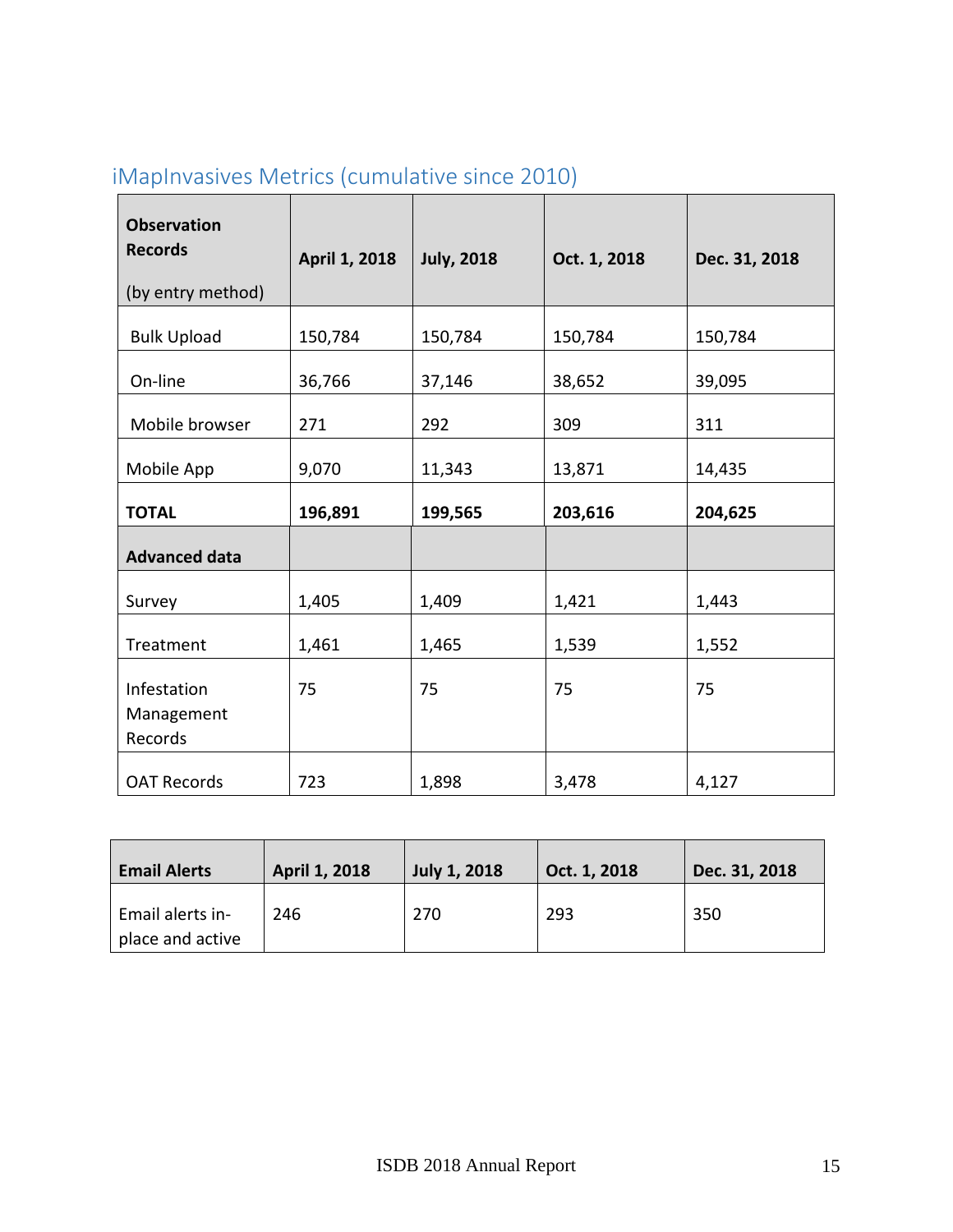## iMapInvasives Metrics (cumulative since 2010)

| **Observation Records** (by entry method) | **April 1, 2018** | **July, 2018** | **Oct. 1, 2018** | **Dec. 31, 2018** |
|---|---|---|---|---|
| Bulk Upload | 150,784 | 150,784 | 150,784 | 150,784 |
| On-line | 36,766 | 37,146 | 38,652 | 39,095 |
| Mobile browser | 271 | 292 | 309 | 311 |
| Mobile App | 9,070 | 11,343 | 13,871 | 14,435 |
| **TOTAL** | **196,891** | **199,565** | **203,616** | **204,625** |
| **Advanced data** | | | | |
| Survey | 1,405 | 1,409 | 1,421 | 1,443 |
| Treatment | 1,461 | 1,465 | 1,539 | 1,552 |
| Infestation Management Records | 75 | 75 | 75 | 75 |
| OAT Records | 723 | 1,898 | 3,478 | 4,127 |

| **Email Alerts** | **April 1, 2018** | **July 1, 2018** | **Oct. 1, 2018** | **Dec. 31, 2018** |
|---|---|---|---|---|
| Email alerts in-place and active | 246 | 270 | 293 | 350 |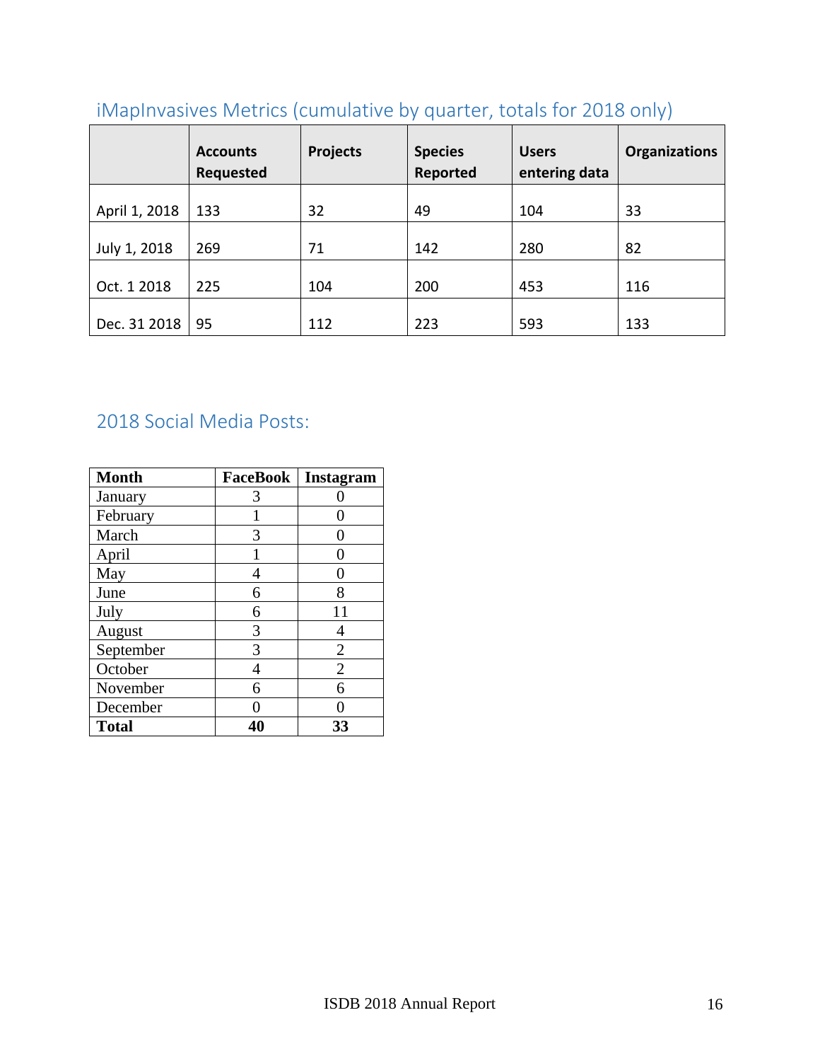## iMapInvasives Metrics (cumulative by quarter, totals for 2018 only)

| | Accounts Requested | Projects | Species Reported | Users entering data | Organizations |
|---|---|---|---|---|---|
| April 1, 2018 | 133 | 32 | 49 | 104 | 33 |
| July 1, 2018 | 269 | 71 | 142 | 280 | 82 |
| Oct. 1 2018 | 225 | 104 | 200 | 453 | 116 |
| Dec. 31 2018 | 95 | 112 | 223 | 593 | 133 |

## 2018 Social Media Posts:

| Month | FaceBook | Instagram |
|---|---|---|
| January | 3 | 0 |
| February | 1 | 0 |
| March | 3 | 0 |
| April | 1 | 0 |
| May | 4 | 0 |
| June | 6 | 8 |
| July | 6 | 11 |
| August | 3 | 4 |
| September | 3 | 2 |
| October | 4 | 2 |
| November | 6 | 6 |
| December | 0 | 0 |
| **Total** | **40** | **33** |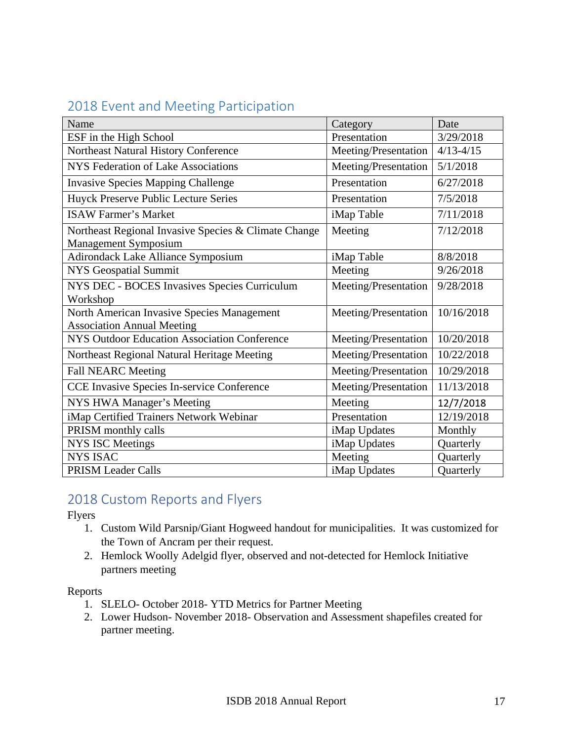## 2018 Event and Meeting Participation

| Name | Category | Date |
|---|---|---|
| ESF in the High School | Presentation | 3/29/2018 |
| Northeast Natural History Conference | Meeting/Presentation | 4/13-4/15 |
| NYS Federation of Lake Associations | Meeting/Presentation | 5/1/2018 |
| Invasive Species Mapping Challenge | Presentation | 6/27/2018 |
| Huyck Preserve Public Lecture Series | Presentation | 7/5/2018 |
| ISAW Farmer's Market | iMap Table | 7/11/2018 |
| Northeast Regional Invasive Species & Climate Change Management Symposium | Meeting | 7/12/2018 |
| Adirondack Lake Alliance Symposium | iMap Table | 8/8/2018 |
| NYS Geospatial Summit | Meeting | 9/26/2018 |
| NYS DEC - BOCES Invasives Species Curriculum Workshop | Meeting/Presentation | 9/28/2018 |
| North American Invasive Species Management Association Annual Meeting | Meeting/Presentation | 10/16/2018 |
| NYS Outdoor Education Association Conference | Meeting/Presentation | 10/20/2018 |
| Northeast Regional Natural Heritage Meeting | Meeting/Presentation | 10/22/2018 |
| Fall NEARC Meeting | Meeting/Presentation | 10/29/2018 |
| CCE Invasive Species In-service Conference | Meeting/Presentation | 11/13/2018 |
| NYS HWA Manager's Meeting | Meeting | 12/7/2018 |
| iMap Certified Trainers Network Webinar | Presentation | 12/19/2018 |
| PRISM monthly calls | iMap Updates | Monthly |
| NYS ISC Meetings | iMap Updates | Quarterly |
| NYS ISAC | Meeting | Quarterly |
| PRISM Leader Calls | iMap Updates | Quarterly |

## 2018 Custom Reports and Flyers

Flyers

1. Custom Wild Parsnip/Giant Hogweed handout for municipalities. It was customized for the Town of Ancram per their request.
2. Hemlock Woolly Adelgid flyer, observed and not-detected for Hemlock Initiative partners meeting

Reports

1. SLELO- October 2018- YTD Metrics for Partner Meeting
2. Lower Hudson- November 2018- Observation and Assessment shapefiles created for partner meeting.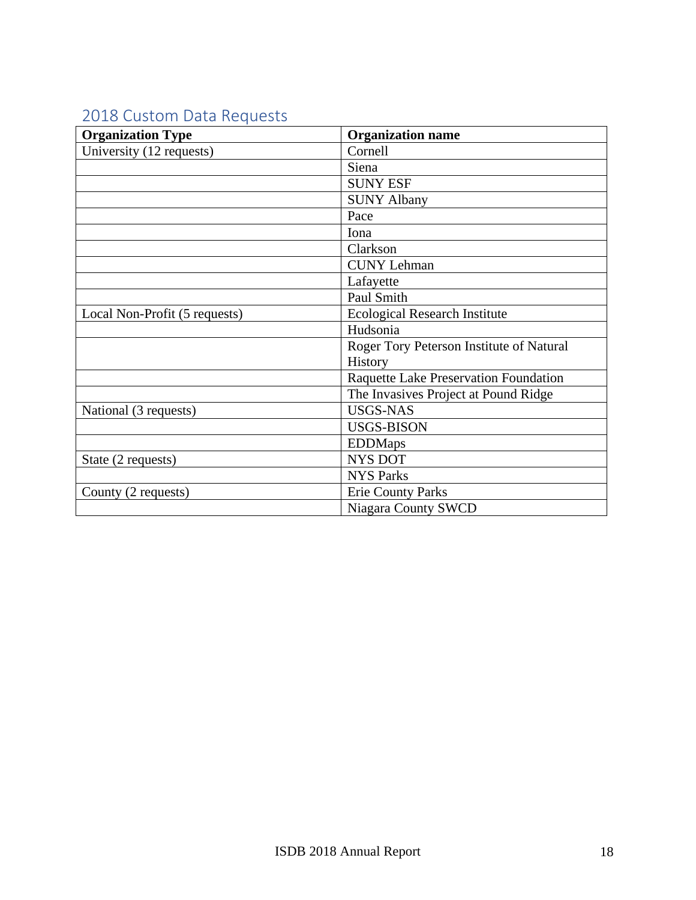## 2018 Custom Data Requests

| Organization Type | Organization name |
|---|---|
| University (12 requests) | Cornell |
| | Siena |
| | SUNY ESF |
| | SUNY Albany |
| | Pace |
| | Iona |
| | Clarkson |
| | CUNY Lehman |
| | Lafayette |
| | Paul Smith |
| Local Non-Profit (5 requests) | Ecological Research Institute |
| | Hudsonia |
| | Roger Tory Peterson Institute of Natural History |
| | Raquette Lake Preservation Foundation |
| | The Invasives Project at Pound Ridge |
| National (3 requests) | USGS-NAS |
| | USGS-BISON |
| | EDDMaps |
| State (2 requests) | NYS DOT |
| | NYS Parks |
| County (2 requests) | Erie County Parks |
| | Niagara County SWCD |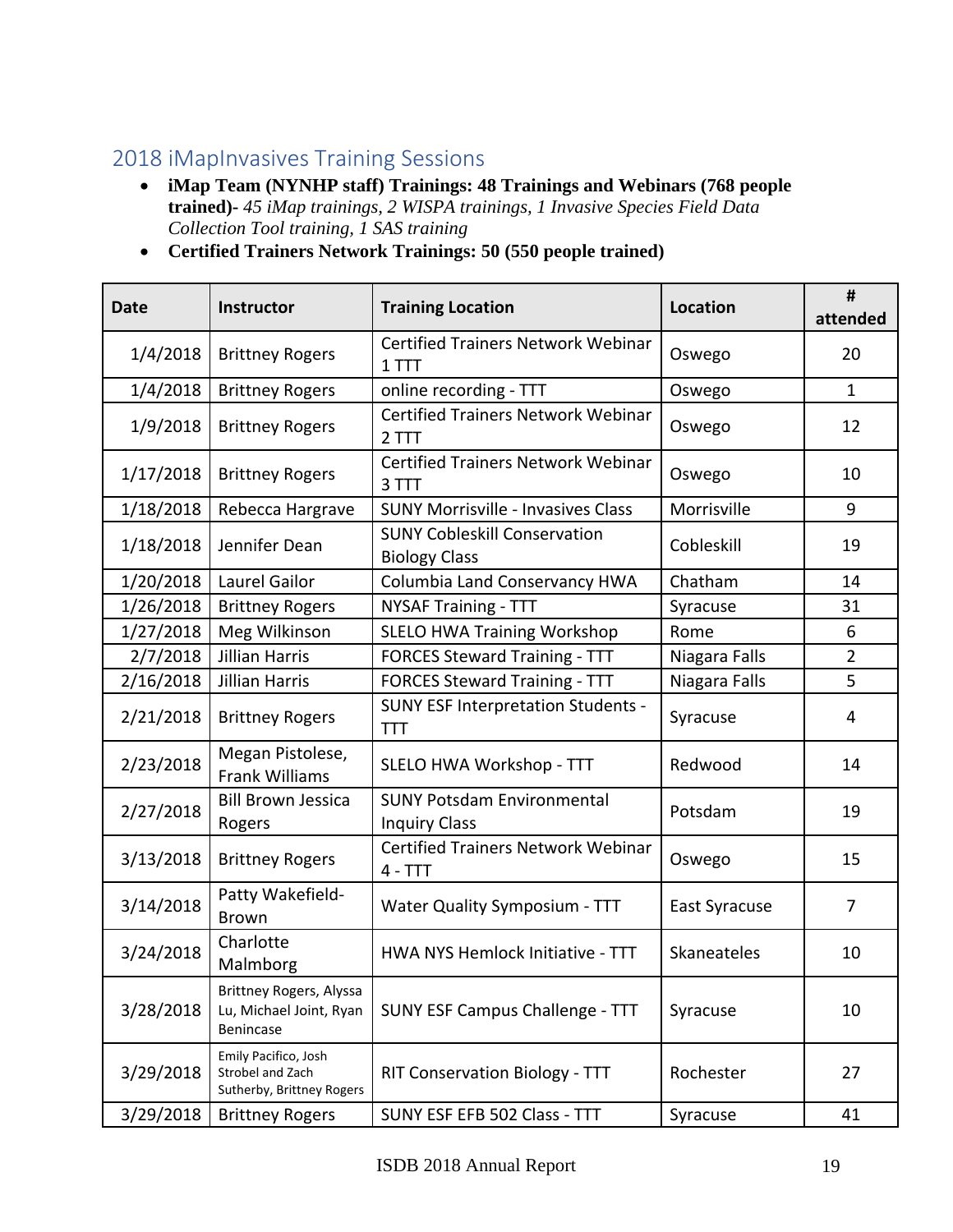## 2018 iMapInvasives Training Sessions

- **iMap Team (NYNHP staff) Trainings: 48 Trainings and Webinars (768 people trained)-** *45 iMap trainings, 2 WISPA trainings, 1 Invasive Species Field Data Collection Tool training, 1 SAS training*
- **Certified Trainers Network Trainings: 50 (550 people trained)**

| Date | Instructor | Training Location | Location | # attended |
|---|---|---|---|---|
| 1/4/2018 | Brittney Rogers | Certified Trainers Network Webinar 1 TTT | Oswego | 20 |
| 1/4/2018 | Brittney Rogers | online recording - TTT | Oswego | 1 |
| 1/9/2018 | Brittney Rogers | Certified Trainers Network Webinar 2 TTT | Oswego | 12 |
| 1/17/2018 | Brittney Rogers | Certified Trainers Network Webinar 3 TTT | Oswego | 10 |
| 1/18/2018 | Rebecca Hargrave | SUNY Morrisville - Invasives Class | Morrisville | 9 |
| 1/18/2018 | Jennifer Dean | SUNY Cobleskill Conservation Biology Class | Cobleskill | 19 |
| 1/20/2018 | Laurel Gailor | Columbia Land Conservancy HWA | Chatham | 14 |
| 1/26/2018 | Brittney Rogers | NYSAF Training - TTT | Syracuse | 31 |
| 1/27/2018 | Meg Wilkinson | SLELO HWA Training Workshop | Rome | 6 |
| 2/7/2018 | Jillian Harris | FORCES Steward Training - TTT | Niagara Falls | 2 |
| 2/16/2018 | Jillian Harris | FORCES Steward Training - TTT | Niagara Falls | 5 |
| 2/21/2018 | Brittney Rogers | SUNY ESF Interpretation Students - TTT | Syracuse | 4 |
| 2/23/2018 | Megan Pistolese, Frank Williams | SLELO HWA Workshop - TTT | Redwood | 14 |
| 2/27/2018 | Bill Brown Jessica Rogers | SUNY Potsdam Environmental Inquiry Class | Potsdam | 19 |
| 3/13/2018 | Brittney Rogers | Certified Trainers Network Webinar 4 - TTT | Oswego | 15 |
| 3/14/2018 | Patty Wakefield-Brown | Water Quality Symposium - TTT | East Syracuse | 7 |
| 3/24/2018 | Charlotte Malmborg | HWA NYS Hemlock Initiative - TTT | Skaneateles | 10 |
| 3/28/2018 | Brittney Rogers, Alyssa Lu, Michael Joint, Ryan Benincase | SUNY ESF Campus Challenge - TTT | Syracuse | 10 |
| 3/29/2018 | Emily Pacifico, Josh Strobel and Zach Sutherby, Brittney Rogers | RIT Conservation Biology - TTT | Rochester | 27 |
| 3/29/2018 | Brittney Rogers | SUNY ESF EFB 502 Class - TTT | Syracuse | 41 |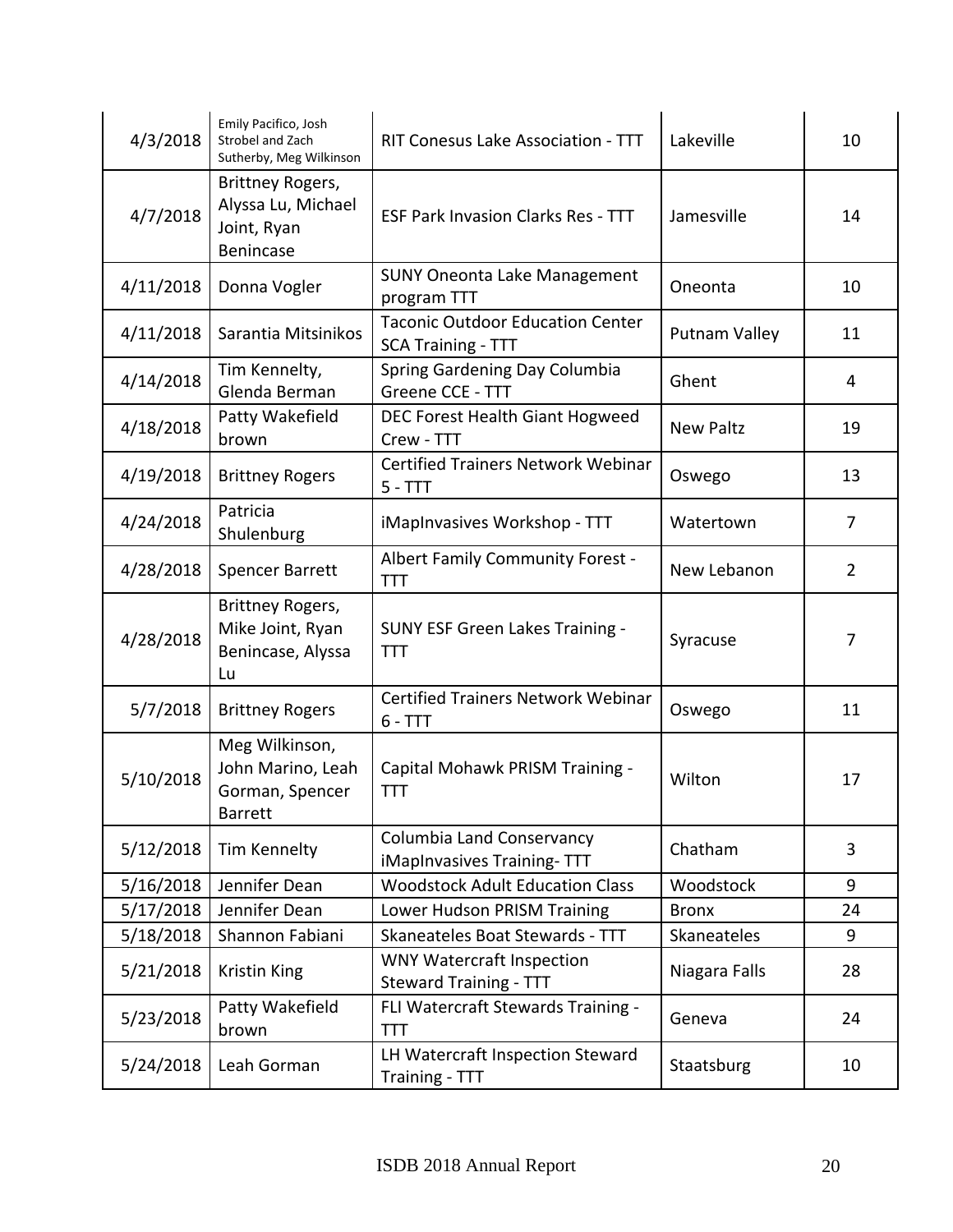| 4/3/2018 | Emily Pacifico, Josh Strobel and Zach Sutherby, Meg Wilkinson | RIT Conesus Lake Association - TTT | Lakeville | 10 |
|---|---|---|---|---|
| 4/7/2018 | Brittney Rogers, Alyssa Lu, Michael Joint, Ryan Benincase | ESF Park Invasion Clarks Res - TTT | Jamesville | 14 |
| 4/11/2018 | Donna Vogler | SUNY Oneonta Lake Management program TTT | Oneonta | 10 |
| 4/11/2018 | Sarantia Mitsinikos | Taconic Outdoor Education Center SCA Training - TTT | Putnam Valley | 11 |
| 4/14/2018 | Tim Kennelty, Glenda Berman | Spring Gardening Day Columbia Greene CCE - TTT | Ghent | 4 |
| 4/18/2018 | Patty Wakefield brown | DEC Forest Health Giant Hogweed Crew - TTT | New Paltz | 19 |
| 4/19/2018 | Brittney Rogers | Certified Trainers Network Webinar 5 - TTT | Oswego | 13 |
| 4/24/2018 | Patricia Shulenburg | iMapInvasives Workshop - TTT | Watertown | 7 |
| 4/28/2018 | Spencer Barrett | Albert Family Community Forest - TTT | New Lebanon | 2 |
| 4/28/2018 | Brittney Rogers, Mike Joint, Ryan Benincase, Alyssa Lu | SUNY ESF Green Lakes Training - TTT | Syracuse | 7 |
| 5/7/2018 | Brittney Rogers | Certified Trainers Network Webinar 6 - TTT | Oswego | 11 |
| 5/10/2018 | Meg Wilkinson, John Marino, Leah Gorman, Spencer Barrett | Capital Mohawk PRISM Training - TTT | Wilton | 17 |
| 5/12/2018 | Tim Kennelty | Columbia Land Conservancy iMapInvasives Training- TTT | Chatham | 3 |
| 5/16/2018 | Jennifer Dean | Woodstock Adult Education Class | Woodstock | 9 |
| 5/17/2018 | Jennifer Dean | Lower Hudson PRISM Training | Bronx | 24 |
| 5/18/2018 | Shannon Fabiani | Skaneateles Boat Stewards - TTT | Skaneateles | 9 |
| 5/21/2018 | Kristin King | WNY Watercraft Inspection Steward Training - TTT | Niagara Falls | 28 |
| 5/23/2018 | Patty Wakefield brown | FLI Watercraft Stewards Training - TTT | Geneva | 24 |
| 5/24/2018 | Leah Gorman | LH Watercraft Inspection Steward Training - TTT | Staatsburg | 10 |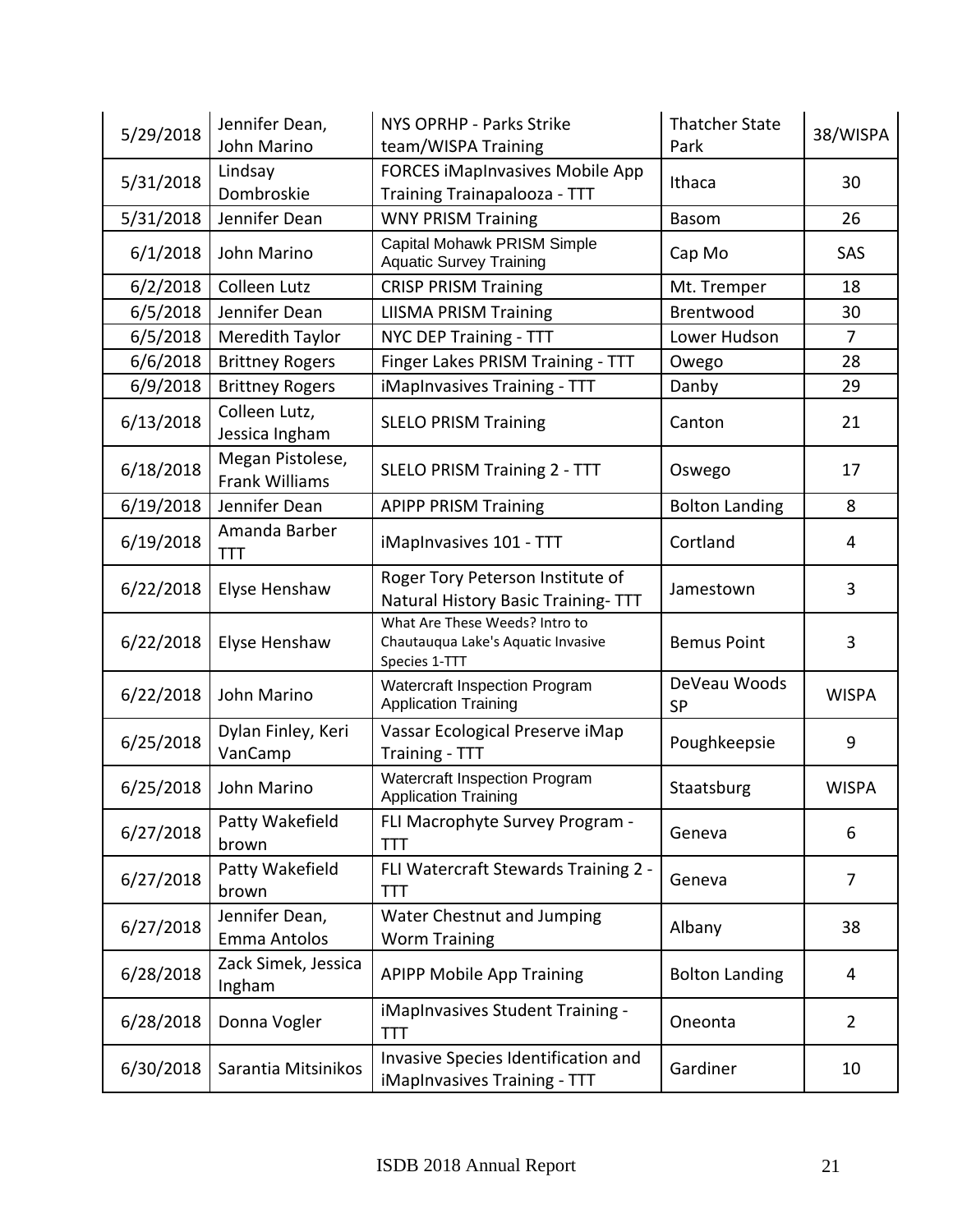| 5/29/2018 | Jennifer Dean, John Marino | NYS OPRHP - Parks Strike team/WISPA Training | Thatcher State Park | 38/WISPA |
|---|---|---|---|---|
| 5/31/2018 | Lindsay Dombroskie | FORCES iMapInvasives Mobile App Training Trainapalooza - TTT | Ithaca | 30 |
| 5/31/2018 | Jennifer Dean | WNY PRISM Training | Basom | 26 |
| 6/1/2018 | John Marino | Capital Mohawk PRISM Simple Aquatic Survey Training | Cap Mo | SAS |
| 6/2/2018 | Colleen Lutz | CRISP PRISM Training | Mt. Tremper | 18 |
| 6/5/2018 | Jennifer Dean | LIISMA PRISM Training | Brentwood | 30 |
| 6/5/2018 | Meredith Taylor | NYC DEP Training - TTT | Lower Hudson | 7 |
| 6/6/2018 | Brittney Rogers | Finger Lakes PRISM Training - TTT | Owego | 28 |
| 6/9/2018 | Brittney Rogers | iMapInvasives Training - TTT | Danby | 29 |
| 6/13/2018 | Colleen Lutz, Jessica Ingham | SLELO PRISM Training | Canton | 21 |
| 6/18/2018 | Megan Pistolese, Frank Williams | SLELO PRISM Training 2 - TTT | Oswego | 17 |
| 6/19/2018 | Jennifer Dean | APIPP PRISM Training | Bolton Landing | 8 |
| 6/19/2018 | Amanda Barber TTT | iMapInvasives 101 - TTT | Cortland | 4 |
| 6/22/2018 | Elyse Henshaw | Roger Tory Peterson Institute of Natural History Basic Training- TTT | Jamestown | 3 |
| 6/22/2018 | Elyse Henshaw | What Are These Weeds? Intro to Chautauqua Lake's Aquatic Invasive Species 1-TTT | Bemus Point | 3 |
| 6/22/2018 | John Marino | Watercraft Inspection Program Application Training | DeVeau Woods SP | WISPA |
| 6/25/2018 | Dylan Finley, Keri VanCamp | Vassar Ecological Preserve iMap Training - TTT | Poughkeepsie | 9 |
| 6/25/2018 | John Marino | Watercraft Inspection Program Application Training | Staatsburg | WISPA |
| 6/27/2018 | Patty Wakefield brown | FLI Macrophyte Survey Program - TTT | Geneva | 6 |
| 6/27/2018 | Patty Wakefield brown | FLI Watercraft Stewards Training 2 - TTT | Geneva | 7 |
| 6/27/2018 | Jennifer Dean, Emma Antolos | Water Chestnut and Jumping Worm Training | Albany | 38 |
| 6/28/2018 | Zack Simek, Jessica Ingham | APIPP Mobile App Training | Bolton Landing | 4 |
| 6/28/2018 | Donna Vogler | iMapInvasives Student Training - TTT | Oneonta | 2 |
| 6/30/2018 | Sarantia Mitsinikos | Invasive Species Identification and iMapInvasives Training - TTT | Gardiner | 10 |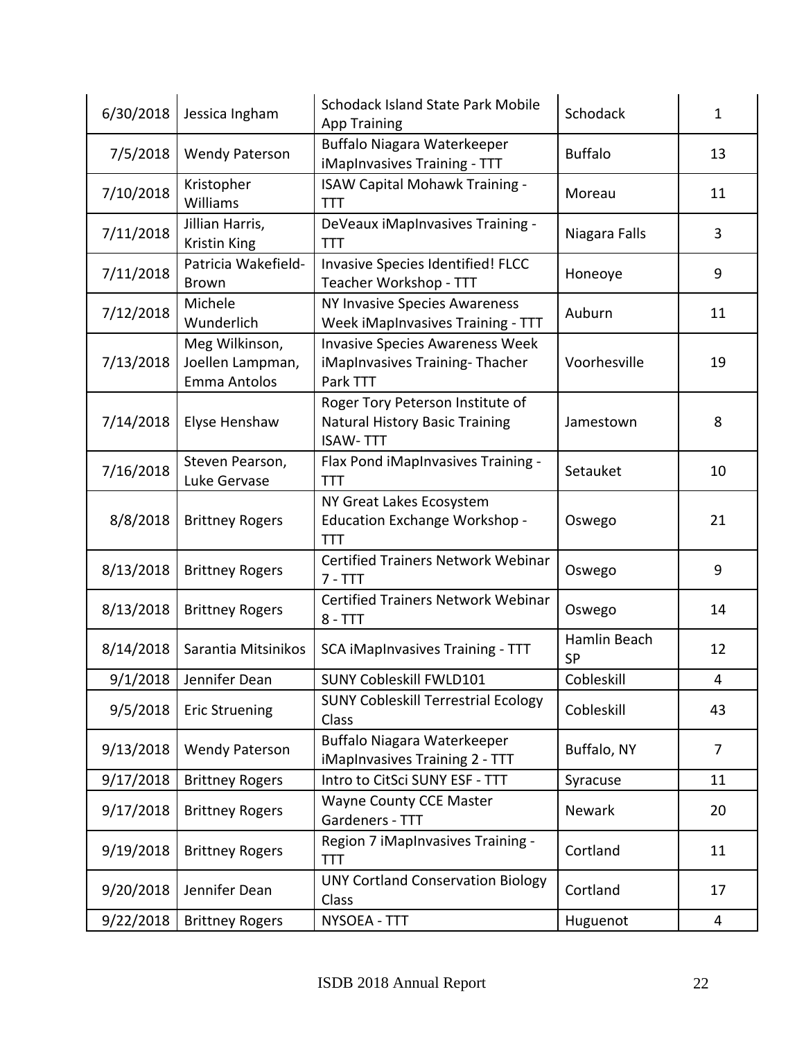| 6/30/2018 | Jessica Ingham | Schodack Island State Park Mobile App Training | Schodack | 1 |
|---|---|---|---|---|
| 7/5/2018 | Wendy Paterson | Buffalo Niagara Waterkeeper iMapInvasives Training - TTT | Buffalo | 13 |
| 7/10/2018 | Kristopher Williams | ISAW Capital Mohawk Training - TTT | Moreau | 11 |
| 7/11/2018 | Jillian Harris, Kristin King | DeVeaux iMapInvasives Training - TTT | Niagara Falls | 3 |
| 7/11/2018 | Patricia Wakefield-Brown | Invasive Species Identified! FLCC Teacher Workshop - TTT | Honeoye | 9 |
| 7/12/2018 | Michele Wunderlich | NY Invasive Species Awareness Week iMapInvasives Training - TTT | Auburn | 11 |
| 7/13/2018 | Meg Wilkinson, Joellen Lampman, Emma Antolos | Invasive Species Awareness Week iMapInvasives Training- Thacher Park TTT | Voorhesville | 19 |
| 7/14/2018 | Elyse Henshaw | Roger Tory Peterson Institute of Natural History Basic Training ISAW- TTT | Jamestown | 8 |
| 7/16/2018 | Steven Pearson, Luke Gervase | Flax Pond iMapInvasives Training - TTT | Setauket | 10 |
| 8/8/2018 | Brittney Rogers | NY Great Lakes Ecosystem Education Exchange Workshop - TTT | Oswego | 21 |
| 8/13/2018 | Brittney Rogers | Certified Trainers Network Webinar 7 - TTT | Oswego | 9 |
| 8/13/2018 | Brittney Rogers | Certified Trainers Network Webinar 8 - TTT | Oswego | 14 |
| 8/14/2018 | Sarantia Mitsinikos | SCA iMapInvasives Training - TTT | Hamlin Beach SP | 12 |
| 9/1/2018 | Jennifer Dean | SUNY Cobleskill FWLD101 | Cobleskill | 4 |
| 9/5/2018 | Eric Struening | SUNY Cobleskill Terrestrial Ecology Class | Cobleskill | 43 |
| 9/13/2018 | Wendy Paterson | Buffalo Niagara Waterkeeper iMapInvasives Training 2 - TTT | Buffalo, NY | 7 |
| 9/17/2018 | Brittney Rogers | Intro to CitSci SUNY ESF - TTT | Syracuse | 11 |
| 9/17/2018 | Brittney Rogers | Wayne County CCE Master Gardeners - TTT | Newark | 20 |
| 9/19/2018 | Brittney Rogers | Region 7 iMapInvasives Training - TTT | Cortland | 11 |
| 9/20/2018 | Jennifer Dean | UNY Cortland Conservation Biology Class | Cortland | 17 |
| 9/22/2018 | Brittney Rogers | NYSOEA - TTT | Huguenot | 4 |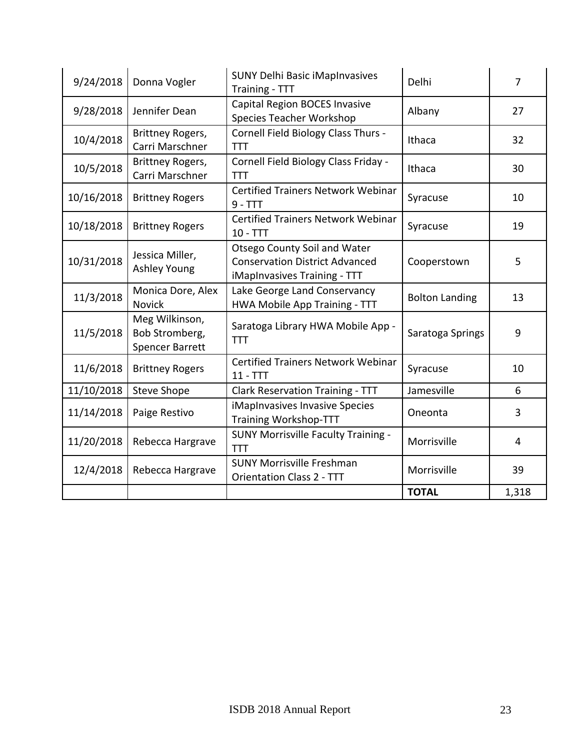| | | | | |
|---|---|---|---|---|
| 9/24/2018 | Donna Vogler | SUNY Delhi Basic iMapInvasives Training - TTT | Delhi | 7 |
| 9/28/2018 | Jennifer Dean | Capital Region BOCES Invasive Species Teacher Workshop | Albany | 27 |
| 10/4/2018 | Brittney Rogers, Carri Marschner | Cornell Field Biology Class Thurs - TTT | Ithaca | 32 |
| 10/5/2018 | Brittney Rogers, Carri Marschner | Cornell Field Biology Class Friday - TTT | Ithaca | 30 |
| 10/16/2018 | Brittney Rogers | Certified Trainers Network Webinar 9 - TTT | Syracuse | 10 |
| 10/18/2018 | Brittney Rogers | Certified Trainers Network Webinar 10 - TTT | Syracuse | 19 |
| 10/31/2018 | Jessica Miller, Ashley Young | Otsego County Soil and Water Conservation District Advanced iMapInvasives Training - TTT | Cooperstown | 5 |
| 11/3/2018 | Monica Dore, Alex Novick | Lake George Land Conservancy HWA Mobile App Training - TTT | Bolton Landing | 13 |
| 11/5/2018 | Meg Wilkinson, Bob Stromberg, Spencer Barrett | Saratoga Library HWA Mobile App - TTT | Saratoga Springs | 9 |
| 11/6/2018 | Brittney Rogers | Certified Trainers Network Webinar 11 - TTT | Syracuse | 10 |
| 11/10/2018 | Steve Shope | Clark Reservation Training - TTT | Jamesville | 6 |
| 11/14/2018 | Paige Restivo | iMapInvasives Invasive Species Training Workshop-TTT | Oneonta | 3 |
| 11/20/2018 | Rebecca Hargrave | SUNY Morrisville Faculty Training - TTT | Morrisville | 4 |
| 12/4/2018 | Rebecca Hargrave | SUNY Morrisville Freshman Orientation Class 2 - TTT | Morrisville | 39 |
| | | | **TOTAL** | 1,318 |